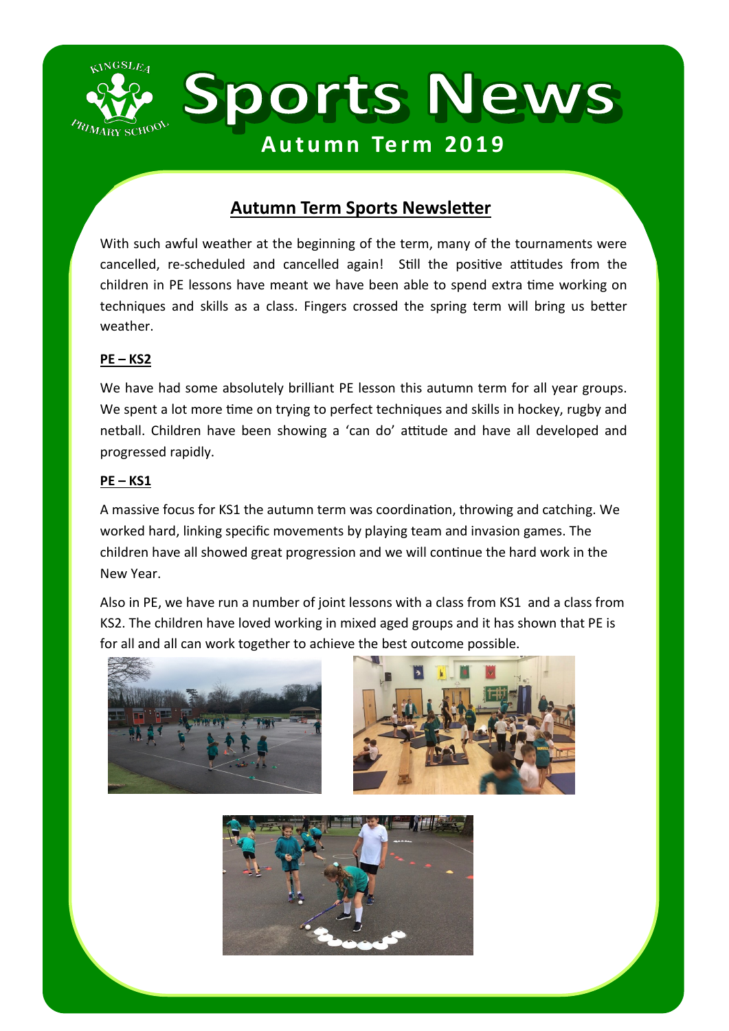# Sports News

## Autumn Term 2019

### Autumn Term Sports Newsletter

With such awful weather at the beginning of the term, many of the tournaments were cancelled, re-scheduled and cancelled again! Still the positive attitudes from the children in PE lessons have meant we have been able to spend extra time working on techniques and skills as a class. Fingers crossed the spring term will bring us better weather.

**PE – KS2**

We have had some absolutely brilliant PE lesson this autumn term for all year groups. We spent a lot more time on trying to perfect techniques and skills in hockey, rugby and netball. Children have been showing a 'can do' attitude and have all developed and progressed rapidly.

**PE – KS1**

A massive focus for KS1 the autumn term was coordination, throwing and catching. We worked hard, linking specific movements by playing team and invasion games. The children have all showed great progression and we will continue the hard work in the New Year.

Also in PE, we have run a number of joint lessons with a class from KS1 and a class from KS2. The children have loved working in mixed aged groups and it has shown that PE is for all and all can work together to achieve the best outcome possible.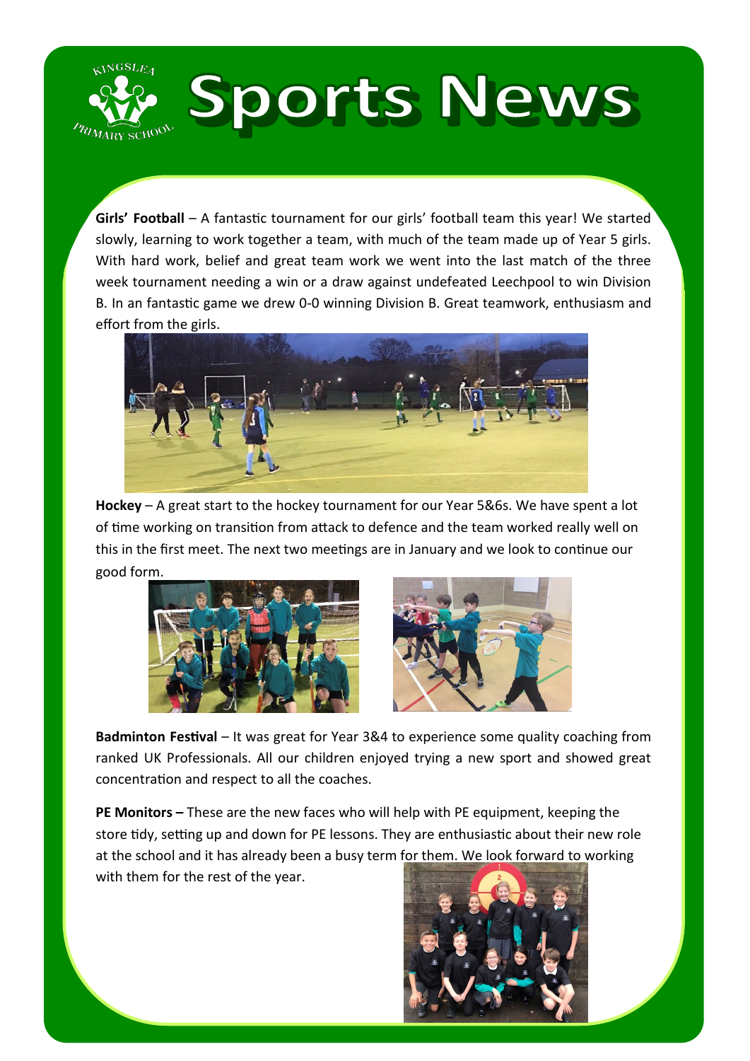# Sports News

**Girls' Football** – A fantastic tournament for our girls' football team this year! We started slowly, learning to work together a team, with much of the team made up of Year 5 girls. With hard work, belief and great team work we went into the last match of the three week tournament needing a win or a draw against undefeated Leechpool to win Division B. In an fantastic game we drew 0-0 winning Division B. Great teamwork, enthusiasm and effort from the girls.

**Hockey** – A great start to the hockey tournament for our Year 5&6s. We have spent a lot of time working on transition from attack to defence and the team worked really well on this in the first meet. The next two meetings are in January and we look to continue our good form.

**Badminton Festival** – It was great for Year 3&4 to experience some quality coaching from ranked UK Professionals. All our children enjoyed trying a new sport and showed great concentration and respect to all the coaches.

**PE Monitors –** These are the new faces who will help with PE equipment, keeping the store tidy, setting up and down for PE lessons. They are enthusiastic about their new role at the school and it has already been a busy term for them. We look forward to working with them for the rest of the year.